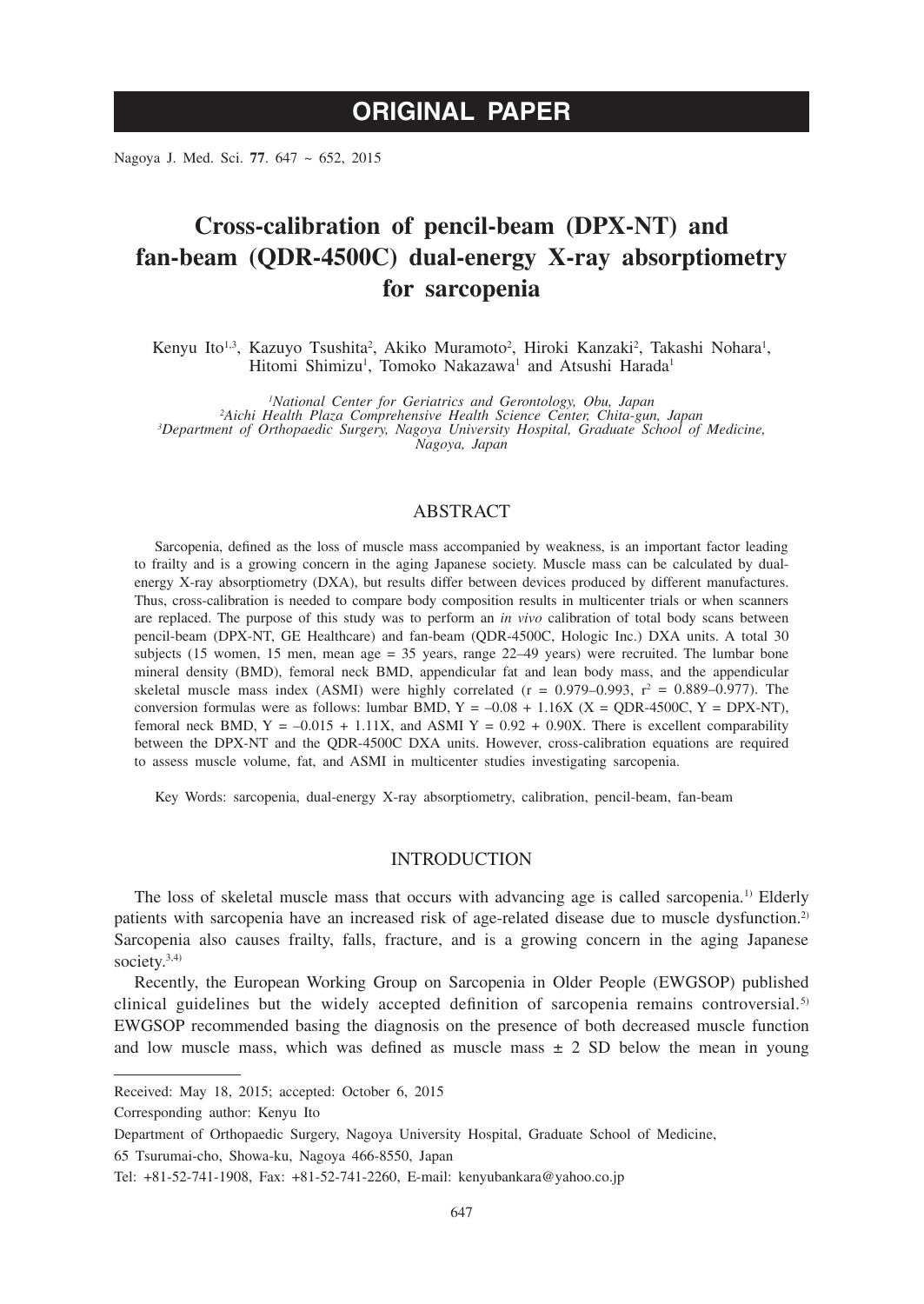ORIGINAL PAPER

# Cross-calibration of pencil-beam (DPX-NT) and fan-beam (QDR-4500C) dual-energy X-ray absorptiometry for sarcopenia

Kenyu Ito[1,3], Kazuyo Tsushita[2], Akiko Muramoto[2], Hiroki Kanzaki[2], Takashi Nohara[1], Hitomi Shimizu[1], Tomoko Nakazawa[1] and Atsushi Harada[1]

*[1]National Center for Geriatrics and Gerontology, Obu, Japan*
*[2]Aichi Health Plaza Comprehensive Health Science Center, Chita-gun, Japan*
*[3]Department of Orthopaedic Surgery, Nagoya University Hospital, Graduate School of Medicine, Nagoya, Japan*

## ABSTRACT

Sarcopenia, defined as the loss of muscle mass accompanied by weakness, is an important factor leading to frailty and is a growing concern in the aging Japanese society. Muscle mass can be calculated by dual-energy X-ray absorptiometry (DXA), but results differ between devices produced by different manufactures. Thus, cross-calibration is needed to compare body composition results in multicenter trials or when scanners are replaced. The purpose of this study was to perform an *in vivo* calibration of total body scans between pencil-beam (DPX-NT, GE Healthcare) and fan-beam (QDR-4500C, Hologic Inc.) DXA units. A total 30 subjects (15 women, 15 men, mean age = 35 years, range 22–49 years) were recruited. The lumbar bone mineral density (BMD), femoral neck BMD, appendicular fat and lean body mass, and the appendicular skeletal muscle mass index (ASMI) were highly correlated ($r = 0.979–0.993$, $r^2 = 0.889–0.977$). The conversion formulas were as follows: lumbar BMD, $Y = –0.08 + 1.16X$ (X = QDR-4500C, Y = DPX-NT), femoral neck BMD, $Y = –0.015 + 1.11X$, and ASMI $Y = 0.92 + 0.90X$. There is excellent comparability between the DPX-NT and the QDR-4500C DXA units. However, cross-calibration equations are required to assess muscle volume, fat, and ASMI in multicenter studies investigating sarcopenia.

Key Words: sarcopenia, dual-energy X-ray absorptiometry, calibration, pencil-beam, fan-beam

## INTRODUCTION

The loss of skeletal muscle mass that occurs with advancing age is called sarcopenia.[1)] Elderly patients with sarcopenia have an increased risk of age-related disease due to muscle dysfunction.[2)] Sarcopenia also causes frailty, falls, fracture, and is a growing concern in the aging Japanese society.[3,4)]

Recently, the European Working Group on Sarcopenia in Older People (EWGSOP) published clinical guidelines but the widely accepted definition of sarcopenia remains controversial.[5)] EWGSOP recommended basing the diagnosis on the presence of both decreased muscle function and low muscle mass, which was defined as muscle mass ± 2 SD below the mean in young

---

Received: May 18, 2015; accepted: October 6, 2015

Corresponding author: Kenyu Ito

Department of Orthopaedic Surgery, Nagoya University Hospital, Graduate School of Medicine,

65 Tsurumai-cho, Showa-ku, Nagoya 466-8550, Japan

Tel: +81-52-741-1908, Fax: +81-52-741-2260, E-mail: kenyubankara@yahoo.co.jp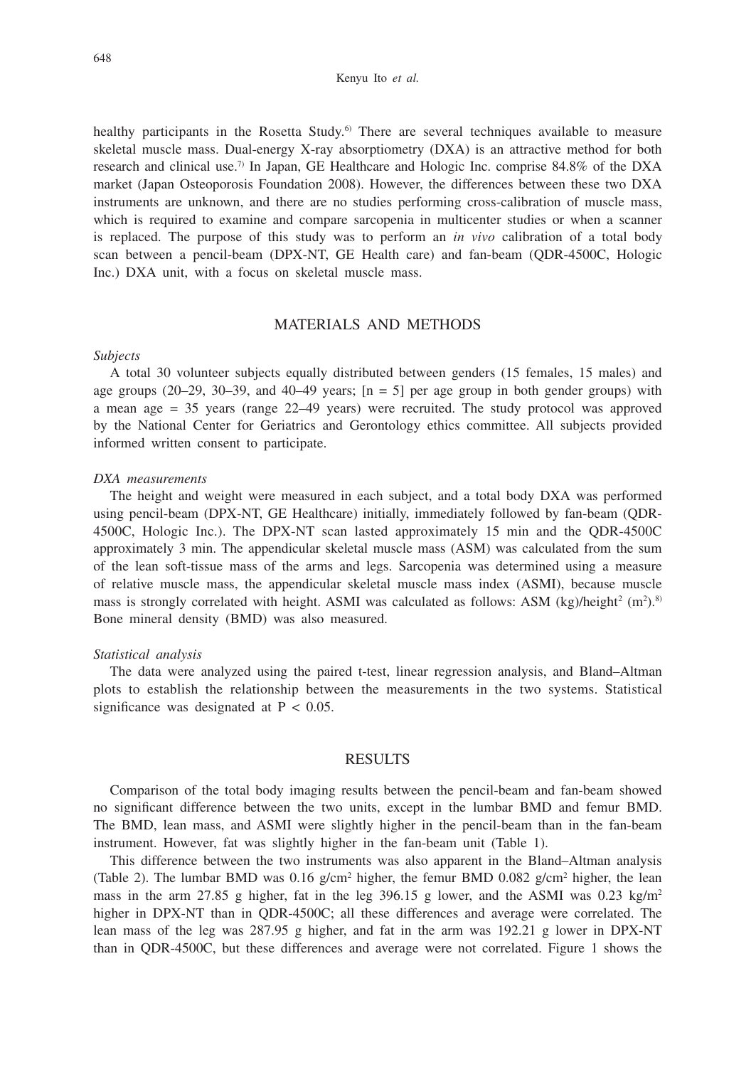healthy participants in the Rosetta Study.[6] There are several techniques available to measure skeletal muscle mass. Dual-energy X-ray absorptiometry (DXA) is an attractive method for both research and clinical use.[7] In Japan, GE Healthcare and Hologic Inc. comprise 84.8% of the DXA market (Japan Osteoporosis Foundation 2008). However, the differences between these two DXA instruments are unknown, and there are no studies performing cross-calibration of muscle mass, which is required to examine and compare sarcopenia in multicenter studies or when a scanner is replaced. The purpose of this study was to perform an *in vivo* calibration of a total body scan between a pencil-beam (DPX-NT, GE Health care) and fan-beam (QDR-4500C, Hologic Inc.) DXA unit, with a focus on skeletal muscle mass.

## MATERIALS AND METHODS

### *Subjects*

A total 30 volunteer subjects equally distributed between genders (15 females, 15 males) and age groups (20–29, 30–39, and 40–49 years; [n = 5] per age group in both gender groups) with a mean age = 35 years (range 22–49 years) were recruited. The study protocol was approved by the National Center for Geriatrics and Gerontology ethics committee. All subjects provided informed written consent to participate.

### *DXA measurements*

The height and weight were measured in each subject, and a total body DXA was performed using pencil-beam (DPX-NT, GE Healthcare) initially, immediately followed by fan-beam (QDR-4500C, Hologic Inc.). The DPX-NT scan lasted approximately 15 min and the QDR-4500C approximately 3 min. The appendicular skeletal muscle mass (ASM) was calculated from the sum of the lean soft-tissue mass of the arms and legs. Sarcopenia was determined using a measure of relative muscle mass, the appendicular skeletal muscle mass index (ASMI), because muscle mass is strongly correlated with height. ASMI was calculated as follows: ASM (kg)/height$^2$ (m$^2$).[8] Bone mineral density (BMD) was also measured.

### *Statistical analysis*

The data were analyzed using the paired t-test, linear regression analysis, and Bland–Altman plots to establish the relationship between the measurements in the two systems. Statistical significance was designated at $P < 0.05$.

## RESULTS

Comparison of the total body imaging results between the pencil-beam and fan-beam showed no significant difference between the two units, except in the lumbar BMD and femur BMD. The BMD, lean mass, and ASMI were slightly higher in the pencil-beam than in the fan-beam instrument. However, fat was slightly higher in the fan-beam unit (Table 1).

This difference between the two instruments was also apparent in the Bland–Altman analysis (Table 2). The lumbar BMD was 0.16 g/cm$^2$ higher, the femur BMD 0.082 g/cm$^2$ higher, the lean mass in the arm 27.85 g higher, fat in the leg 396.15 g lower, and the ASMI was 0.23 kg/m$^2$ higher in DPX-NT than in QDR-4500C; all these differences and average were correlated. The lean mass of the leg was 287.95 g higher, and fat in the arm was 192.21 g lower in DPX-NT than in QDR-4500C, but these differences and average were not correlated. Figure 1 shows the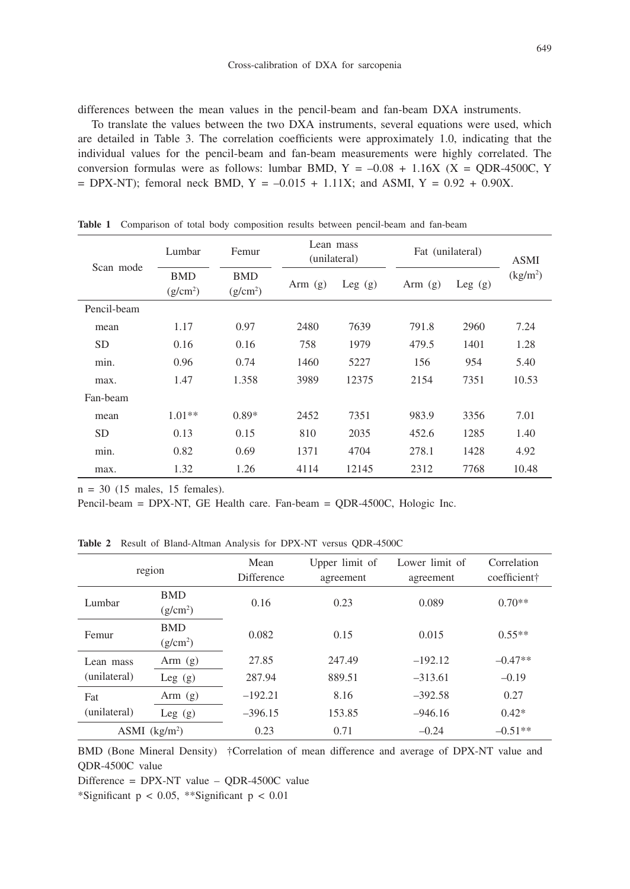differences between the mean values in the pencil-beam and fan-beam DXA instruments.

To translate the values between the two DXA instruments, several equations were used, which are detailed in Table 3. The correlation coefficients were approximately 1.0, indicating that the individual values for the pencil-beam and fan-beam measurements were highly correlated. The conversion formulas were as follows: lumbar BMD, $Y = -0.08 + 1.16X$ ($X$ = QDR-4500C, $Y$ = DPX-NT); femoral neck BMD, $Y = -0.015 + 1.11X$; and ASMI, $Y = 0.92 + 0.90X$.

**Table 1** Comparison of total body composition results between pencil-beam and fan-beam

| Scan mode | Lumbar | Femur | Lean mass (unilateral) | | Fat (unilateral) | | ASMI |
|---|---|---|---|---|---|---|---|
| | BMD ($g/cm^2$) | BMD ($g/cm^2$) | Arm (g) | Leg (g) | Arm (g) | Leg (g) | ($kg/m^2$) |
| Pencil-beam | | | | | | | |
| mean | 1.17 | 0.97 | 2480 | 7639 | 791.8 | 2960 | 7.24 |
| SD | 0.16 | 0.16 | 758 | 1979 | 479.5 | 1401 | 1.28 |
| min. | 0.96 | 0.74 | 1460 | 5227 | 156 | 954 | 5.40 |
| max. | 1.47 | 1.358 | 3989 | 12375 | 2154 | 7351 | 10.53 |
| Fan-beam | | | | | | | |
| mean | 1.01** | 0.89* | 2452 | 7351 | 983.9 | 3356 | 7.01 |
| SD | 0.13 | 0.15 | 810 | 2035 | 452.6 | 1285 | 1.40 |
| min. | 0.82 | 0.69 | 1371 | 4704 | 278.1 | 1428 | 4.92 |
| max. | 1.32 | 1.26 | 4114 | 12145 | 2312 | 7768 | 10.48 |

n = 30 (15 males, 15 females).

Pencil-beam = DPX-NT, GE Health care. Fan-beam = QDR-4500C, Hologic Inc.

**Table 2** Result of Bland-Altman Analysis for DPX-NT versus QDR-4500C

| region | | Mean Difference | Upper limit of agreement | Lower limit of agreement | Correlation coefficient† |
|---|---|---|---|---|---|
| Lumbar | BMD ($g/cm^2$) | 0.16 | 0.23 | 0.089 | 0.70** |
| Femur | BMD ($g/cm^2$) | 0.082 | 0.15 | 0.015 | 0.55** |
| Lean mass (unilateral) | Arm (g) | 27.85 | 247.49 | −192.12 | −0.47** |
| | Leg (g) | 287.94 | 889.51 | −313.61 | −0.19 |
| Fat (unilateral) | Arm (g) | −192.21 | 8.16 | −392.58 | 0.27 |
| | Leg (g) | −396.15 | 153.85 | −946.16 | 0.42* |
| ASMI ($kg/m^2$) | | 0.23 | 0.71 | −0.24 | −0.51** |

BMD (Bone Mineral Density) †Correlation of mean difference and average of DPX-NT value and QDR-4500C value

Difference = DPX-NT value − QDR-4500C value

*Significant $p < 0.05$, **Significant $p < 0.01$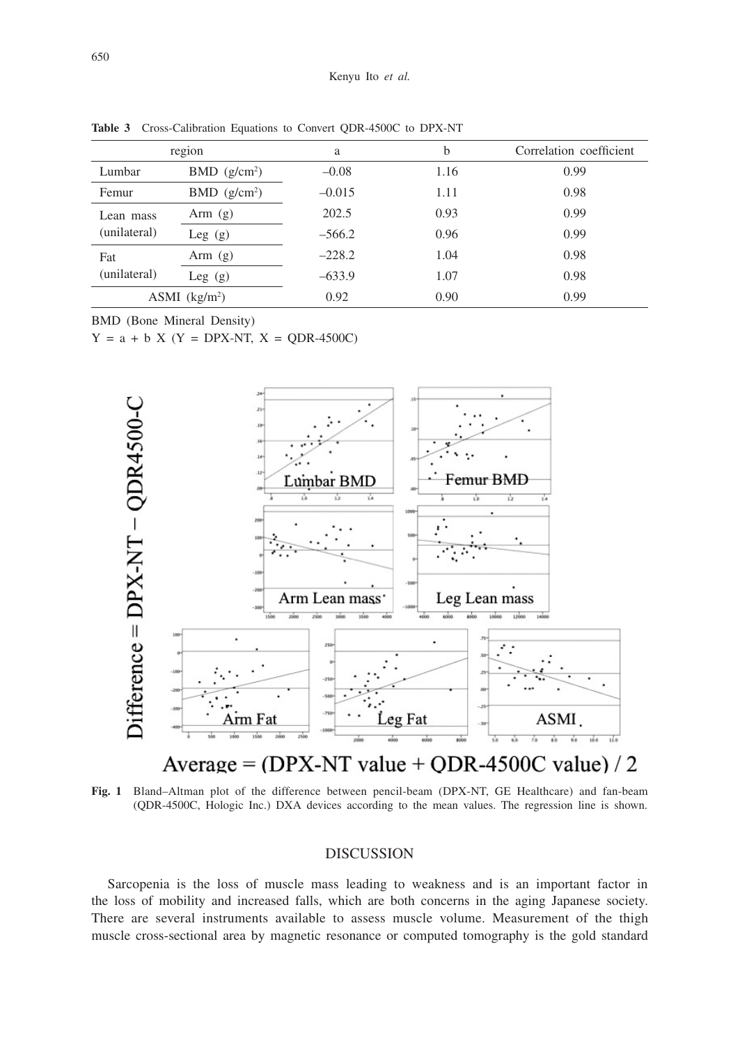**Table 3** Cross-Calibration Equations to Convert QDR-4500C to DPX-NT

| region | | a | b | Correlation coefficient |
|---|---|---|---|---|
| Lumbar | BMD ($g/cm^2$) | –0.08 | 1.16 | 0.99 |
| Femur | BMD ($g/cm^2$) | –0.015 | 1.11 | 0.98 |
| Lean mass (unilateral) | Arm (g) | 202.5 | 0.93 | 0.99 |
| | Leg (g) | –566.2 | 0.96 | 0.99 |
| Fat (unilateral) | Arm (g) | –228.2 | 1.04 | 0.98 |
| | Leg (g) | –633.9 | 1.07 | 0.98 |
| ASMI ($kg/m^2$) | | 0.92 | 0.90 | 0.99 |

BMD (Bone Mineral Density)

$Y = a + b\ X$ ($Y$ = DPX-NT, $X$ = QDR-4500C)

**Fig. 1** Bland–Altman plot of the difference between pencil-beam (DPX-NT, GE Healthcare) and fan-beam (QDR-4500C, Hologic Inc.) DXA devices according to the mean values. The regression line is shown.

## DISCUSSION

Sarcopenia is the loss of muscle mass leading to weakness and is an important factor in the loss of mobility and increased falls, which are both concerns in the aging Japanese society. There are several instruments available to assess muscle volume. Measurement of the thigh muscle cross-sectional area by magnetic resonance or computed tomography is the gold standard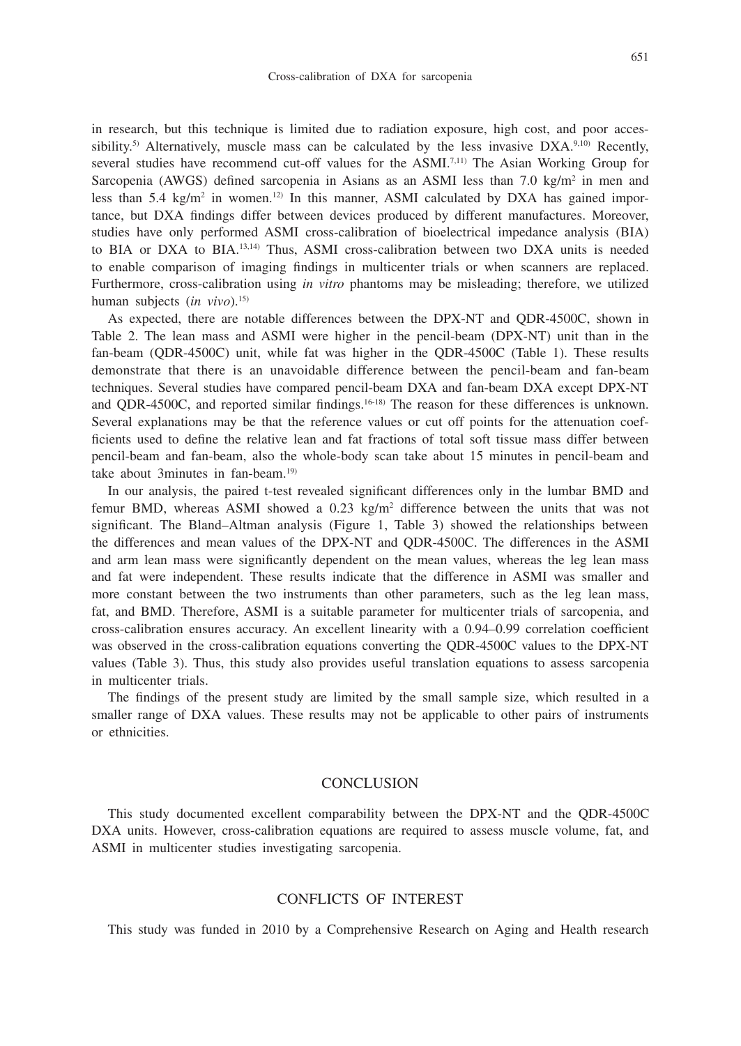in research, but this technique is limited due to radiation exposure, high cost, and poor accessibility.[5] Alternatively, muscle mass can be calculated by the less invasive DXA.[9,10] Recently, several studies have recommend cut-off values for the ASMI.[7,11] The Asian Working Group for Sarcopenia (AWGS) defined sarcopenia in Asians as an ASMI less than 7.0 kg/m$^2$ in men and less than 5.4 kg/m$^2$ in women.[12] In this manner, ASMI calculated by DXA has gained importance, but DXA findings differ between devices produced by different manufactures. Moreover, studies have only performed ASMI cross-calibration of bioelectrical impedance analysis (BIA) to BIA or DXA to BIA.[13,14] Thus, ASMI cross-calibration between two DXA units is needed to enable comparison of imaging findings in multicenter trials or when scanners are replaced. Furthermore, cross-calibration using *in vitro* phantoms may be misleading; therefore, we utilized human subjects (*in vivo*).[15]

As expected, there are notable differences between the DPX-NT and QDR-4500C, shown in Table 2. The lean mass and ASMI were higher in the pencil-beam (DPX-NT) unit than in the fan-beam (QDR-4500C) unit, while fat was higher in the QDR-4500C (Table 1). These results demonstrate that there is an unavoidable difference between the pencil-beam and fan-beam techniques. Several studies have compared pencil-beam DXA and fan-beam DXA except DPX-NT and QDR-4500C, and reported similar findings.[16-18] The reason for these differences is unknown. Several explanations may be that the reference values or cut off points for the attenuation coefficients used to define the relative lean and fat fractions of total soft tissue mass differ between pencil-beam and fan-beam, also the whole-body scan take about 15 minutes in pencil-beam and take about 3minutes in fan-beam.[19]

In our analysis, the paired t-test revealed significant differences only in the lumbar BMD and femur BMD, whereas ASMI showed a 0.23 kg/m$^2$ difference between the units that was not significant. The Bland–Altman analysis (Figure 1, Table 3) showed the relationships between the differences and mean values of the DPX-NT and QDR-4500C. The differences in the ASMI and arm lean mass were significantly dependent on the mean values, whereas the leg lean mass and fat were independent. These results indicate that the difference in ASMI was smaller and more constant between the two instruments than other parameters, such as the leg lean mass, fat, and BMD. Therefore, ASMI is a suitable parameter for multicenter trials of sarcopenia, and cross-calibration ensures accuracy. An excellent linearity with a 0.94–0.99 correlation coefficient was observed in the cross-calibration equations converting the QDR-4500C values to the DPX-NT values (Table 3). Thus, this study also provides useful translation equations to assess sarcopenia in multicenter trials.

The findings of the present study are limited by the small sample size, which resulted in a smaller range of DXA values. These results may not be applicable to other pairs of instruments or ethnicities.

## CONCLUSION

This study documented excellent comparability between the DPX-NT and the QDR-4500C DXA units. However, cross-calibration equations are required to assess muscle volume, fat, and ASMI in multicenter studies investigating sarcopenia.

## CONFLICTS OF INTEREST

This study was funded in 2010 by a Comprehensive Research on Aging and Health research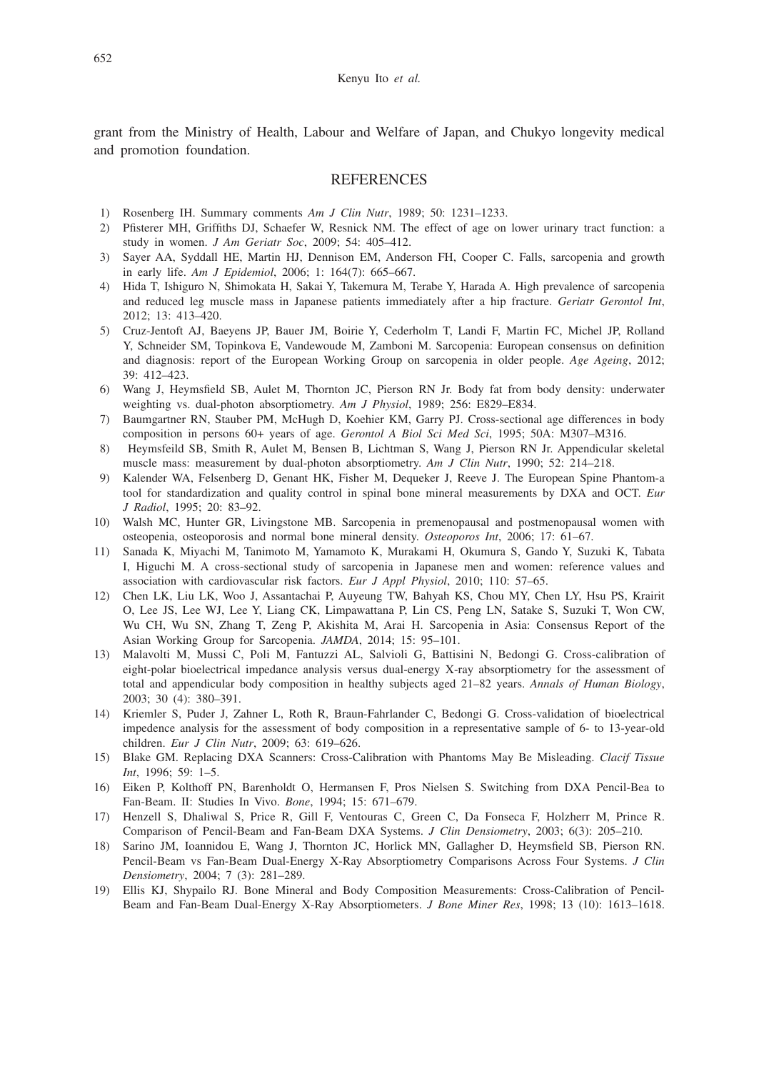grant from the Ministry of Health, Labour and Welfare of Japan, and Chukyo longevity medical and promotion foundation.

## REFERENCES

1) Rosenberg IH. Summary comments *Am J Clin Nutr*, 1989; 50: 1231–1233.
2) Pfisterer MH, Griffiths DJ, Schaefer W, Resnick NM. The effect of age on lower urinary tract function: a study in women. *J Am Geriatr Soc*, 2009; 54: 405–412.
3) Sayer AA, Syddall HE, Martin HJ, Dennison EM, Anderson FH, Cooper C. Falls, sarcopenia and growth in early life. *Am J Epidemiol*, 2006; 1: 164(7): 665–667.
4) Hida T, Ishiguro N, Shimokata H, Sakai Y, Takemura M, Terabe Y, Harada A. High prevalence of sarcopenia and reduced leg muscle mass in Japanese patients immediately after a hip fracture. *Geriatr Gerontol Int*, 2012; 13: 413–420.
5) Cruz-Jentoft AJ, Baeyens JP, Bauer JM, Boirie Y, Cederholm T, Landi F, Martin FC, Michel JP, Rolland Y, Schneider SM, Topinkova E, Vandewoude M, Zamboni M. Sarcopenia: European consensus on definition and diagnosis: report of the European Working Group on sarcopenia in older people. *Age Ageing*, 2012; 39: 412–423.
6) Wang J, Heymsfield SB, Aulet M, Thornton JC, Pierson RN Jr. Body fat from body density: underwater weighting vs. dual-photon absorptiometry. *Am J Physiol*, 1989; 256: E829–E834.
7) Baumgartner RN, Stauber PM, McHugh D, Koehier KM, Garry PJ. Cross-sectional age differences in body composition in persons 60+ years of age. *Gerontol A Biol Sci Med Sci*, 1995; 50A: M307–M316.
8) Heymsfeild SB, Smith R, Aulet M, Bensen B, Lichtman S, Wang J, Pierson RN Jr. Appendicular skeletal muscle mass: measurement by dual-photon absorptiometry. *Am J Clin Nutr*, 1990; 52: 214–218.
9) Kalender WA, Felsenberg D, Genant HK, Fisher M, Dequeker J, Reeve J. The European Spine Phantom-a tool for standardization and quality control in spinal bone mineral measurements by DXA and OCT. *Eur J Radiol*, 1995; 20: 83–92.
10) Walsh MC, Hunter GR, Livingstone MB. Sarcopenia in premenopausal and postmenopausal women with osteopenia, osteoporosis and normal bone mineral density. *Osteoporos Int*, 2006; 17: 61–67.
11) Sanada K, Miyachi M, Tanimoto M, Yamamoto K, Murakami H, Okumura S, Gando Y, Suzuki K, Tabata I, Higuchi M. A cross-sectional study of sarcopenia in Japanese men and women: reference values and association with cardiovascular risk factors. *Eur J Appl Physiol*, 2010; 110: 57–65.
12) Chen LK, Liu LK, Woo J, Assantachai P, Auyeung TW, Bahyah KS, Chou MY, Chen LY, Hsu PS, Krairit O, Lee JS, Lee WJ, Lee Y, Liang CK, Limpawattana P, Lin CS, Peng LN, Satake S, Suzuki T, Won CW, Wu CH, Wu SN, Zhang T, Zeng P, Akishita M, Arai H. Sarcopenia in Asia: Consensus Report of the Asian Working Group for Sarcopenia. *JAMDA*, 2014; 15: 95–101.
13) Malavolti M, Mussi C, Poli M, Fantuzzi AL, Salvioli G, Battisini N, Bedongi G. Cross-calibration of eight-polar bioelectrical impedance analysis versus dual-energy X-ray absorptiometry for the assessment of total and appendicular body composition in healthy subjects aged 21–82 years. *Annals of Human Biology*, 2003; 30 (4): 380–391.
14) Kriemler S, Puder J, Zahner L, Roth R, Braun-Fahrlander C, Bedongi G. Cross-validation of bioelectrical impedence analysis for the assessment of body composition in a representative sample of 6- to 13-year-old children. *Eur J Clin Nutr*, 2009; 63: 619–626.
15) Blake GM. Replacing DXA Scanners: Cross-Calibration with Phantoms May Be Misleading. *Clacif Tissue Int*, 1996; 59: 1–5.
16) Eiken P, Kolthoff PN, Barenholdt O, Hermansen F, Pros Nielsen S. Switching from DXA Pencil-Bea to Fan-Beam. II: Studies In Vivo. *Bone*, 1994; 15: 671–679.
17) Henzell S, Dhaliwal S, Price R, Gill F, Ventouras C, Green C, Da Fonseca F, Holzherr M, Prince R. Comparison of Pencil-Beam and Fan-Beam DXA Systems. *J Clin Densiometry*, 2003; 6(3): 205–210.
18) Sarino JM, Ioannidou E, Wang J, Thornton JC, Horlick MN, Gallagher D, Heymsfield SB, Pierson RN. Pencil-Beam vs Fan-Beam Dual-Energy X-Ray Absorptiometry Comparisons Across Four Systems. *J Clin Densiometry*, 2004; 7 (3): 281–289.
19) Ellis KJ, Shypailo RJ. Bone Mineral and Body Composition Measurements: Cross-Calibration of Pencil-Beam and Fan-Beam Dual-Energy X-Ray Absorptiometers. *J Bone Miner Res*, 1998; 13 (10): 1613–1618.